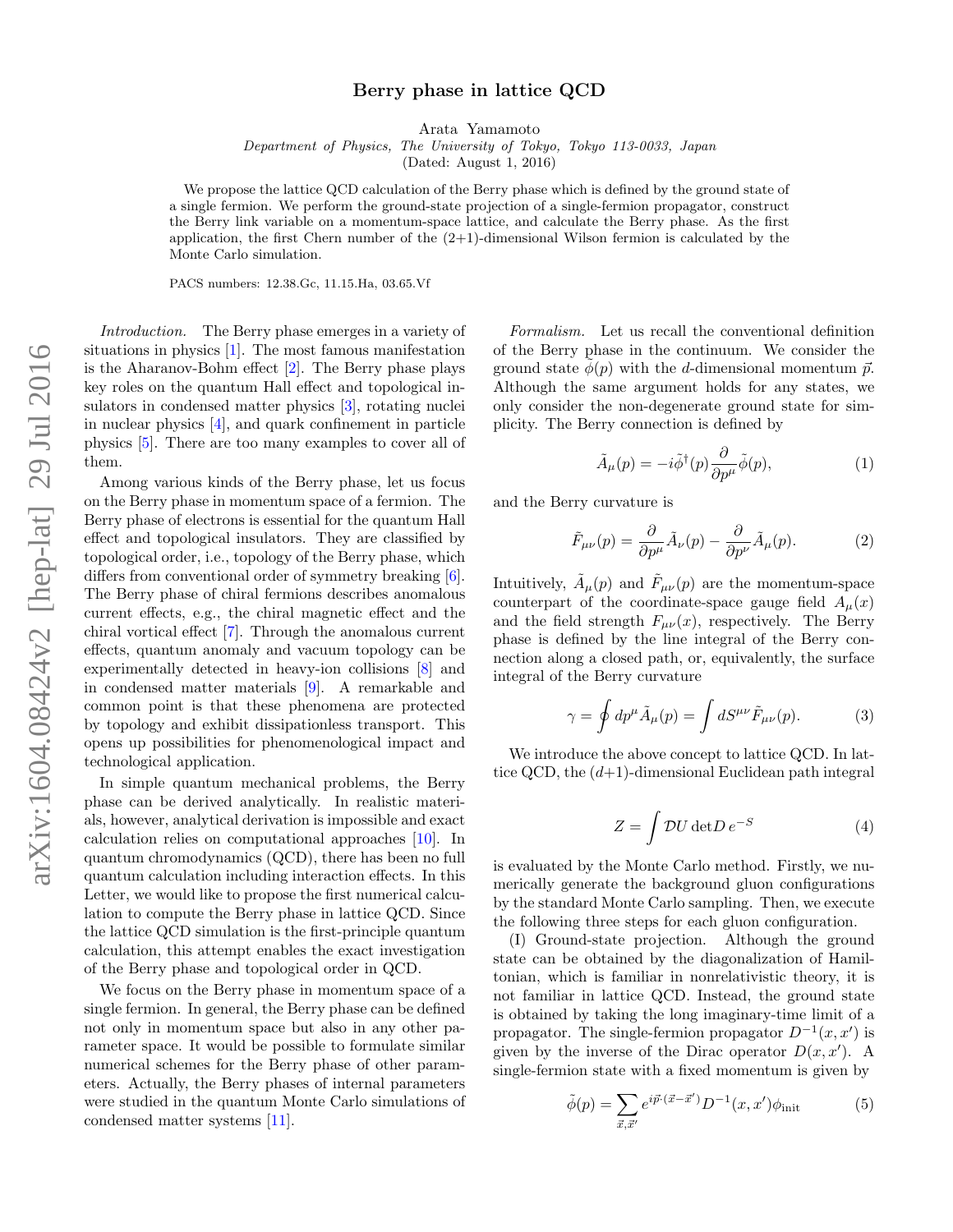# Berry phase in lattice QCD

Arata Yamamoto

*Department of Physics, The University of Tokyo, Tokyo 113-0033, Japan*

(Dated: August 1, 2016)

We propose the lattice QCD calculation of the Berry phase which is defined by the ground state of a single fermion. We perform the ground-state projection of a single-fermion propagator, construct the Berry link variable on a momentum-space lattice, and calculate the Berry phase. As the first application, the first Chern number of the (2+1)-dimensional Wilson fermion is calculated by the Monte Carlo simulation.

PACS numbers: 12.38.Gc, 11.15.Ha, 03.65.Vf

*Introduction.* The Berry phase emerges in a variety of situations in physics [1]. The most famous manifestation is the Aharanov-Bohm effect [2]. The Berry phase plays key roles on the quantum Hall effect and topological insulators in condensed matter physics [3], rotating nuclei in nuclear physics [4], and quark confinement in particle physics [5]. There are too many examples to cover all of them.

Among various kinds of the Berry phase, let us focus on the Berry phase in momentum space of a fermion. The Berry phase of electrons is essential for the quantum Hall effect and topological insulators. They are classified by topological order, i.e., topology of the Berry phase, which differs from conventional order of symmetry breaking [6]. The Berry phase of chiral fermions describes anomalous current effects, e.g., the chiral magnetic effect and the chiral vortical effect [7]. Through the anomalous current effects, quantum anomaly and vacuum topology can be experimentally detected in heavy-ion collisions [8] and in condensed matter materials [9]. A remarkable and common point is that these phenomena are protected by topology and exhibit dissipationless transport. This opens up possibilities for phenomenological impact and technological application.

In simple quantum mechanical problems, the Berry phase can be derived analytically. In realistic materials, however, analytical derivation is impossible and exact calculation relies on computational approaches [10]. In quantum chromodynamics (QCD), there has been no full quantum calculation including interaction effects. In this Letter, we would like to propose the first numerical calculation to compute the Berry phase in lattice QCD. Since the lattice QCD simulation is the first-principle quantum calculation, this attempt enables the exact investigation of the Berry phase and topological order in QCD.

We focus on the Berry phase in momentum space of a single fermion. In general, the Berry phase can be defined not only in momentum space but also in any other parameter space. It would be possible to formulate similar numerical schemes for the Berry phase of other parameters. Actually, the Berry phases of internal parameters were studied in the quantum Monte Carlo simulations of condensed matter systems [11].

*Formalism.* Let us recall the conventional definition of the Berry phase in the continuum. We consider the ground state $\tilde{\phi}(p)$ with the $d$-dimensional momentum $\vec{p}$. Although the same argument holds for any states, we only consider the non-degenerate ground state for simplicity. The Berry connection is defined by

$$\tilde{A}_\mu(p) = -i\tilde{\phi}^\dagger(p)\frac{\partial}{\partial p^\mu}\tilde{\phi}(p), \tag{1}$$

and the Berry curvature is

$$\tilde{F}_{\mu\nu}(p) = \frac{\partial}{\partial p^\mu}\tilde{A}_\nu(p) - \frac{\partial}{\partial p^\nu}\tilde{A}_\mu(p). \tag{2}$$

Intuitively, $\tilde{A}_\mu(p)$ and $\tilde{F}_{\mu\nu}(p)$ are the momentum-space counterpart of the coordinate-space gauge field $A_\mu(x)$ and the field strength $F_{\mu\nu}(x)$, respectively. The Berry phase is defined by the line integral of the Berry connection along a closed path, or, equivalently, the surface integral of the Berry curvature

$$\gamma = \oint dp^\mu \tilde{A}_\mu(p) = \int dS^{\mu\nu}\tilde{F}_{\mu\nu}(p). \tag{3}$$

We introduce the above concept to lattice QCD. In lattice QCD, the $(d+1)$-dimensional Euclidean path integral

$$Z = \int \mathcal{D}U \, \mathrm{det}D \, e^{-S} \tag{4}$$

is evaluated by the Monte Carlo method. Firstly, we numerically generate the background gluon configurations by the standard Monte Carlo sampling. Then, we execute the following three steps for each gluon configuration.

(I) Ground-state projection. Although the ground state can be obtained by the diagonalization of Hamiltonian, which is familiar in nonrelativistic theory, it is not familiar in lattice QCD. Instead, the ground state is obtained by taking the long imaginary-time limit of a propagator. The single-fermion propagator $D^{-1}(x,x')$ is given by the inverse of the Dirac operator $D(x,x')$. A single-fermion state with a fixed momentum is given by

$$\tilde{\phi}(p) = \sum_{\vec{x},\vec{x}'} e^{i\vec{p}\cdot(\vec{x}-\vec{x}')}D^{-1}(x,x')\phi_{\rm init} \tag{5}$$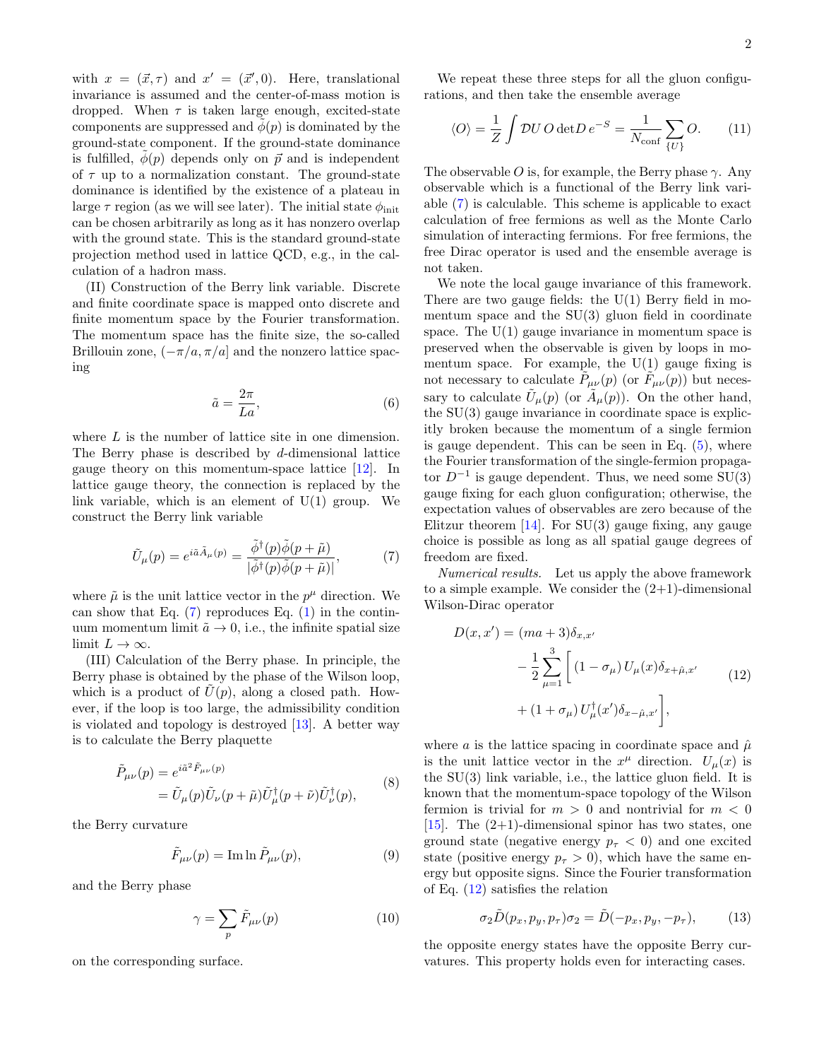with $x = (\vec{x}, \tau)$ and $x' = (\vec{x}', 0)$. Here, translational invariance is assumed and the center-of-mass motion is dropped. When $\tau$ is taken large enough, excited-state components are suppressed and $\tilde{\phi}(p)$ is dominated by the ground-state component. If the ground-state dominance is fulfilled, $\tilde{\phi}(p)$ depends only on $\vec{p}$ and is independent of $\tau$ up to a normalization constant. The ground-state dominance is identified by the existence of a plateau in large $\tau$ region (as we will see later). The initial state $\phi_{\rm init}$ can be chosen arbitrarily as long as it has nonzero overlap with the ground state. This is the standard ground-state projection method used in lattice QCD, e.g., in the calculation of a hadron mass.

(II) Construction of the Berry link variable. Discrete and finite coordinate space is mapped onto discrete and finite momentum space by the Fourier transformation. The momentum space has the finite size, the so-called Brillouin zone, $(-\pi/a, \pi/a]$ and the nonzero lattice spacing

$$\tilde{a} = \frac{2\pi}{La}, \tag{6}$$

where $L$ is the number of lattice site in one dimension. The Berry phase is described by $d$-dimensional lattice gauge theory on this momentum-space lattice [12]. In lattice gauge theory, the connection is replaced by the link variable, which is an element of U(1) group. We construct the Berry link variable

$$\tilde{U}_\mu(p) = e^{i\tilde{a}\tilde{A}_\mu(p)} = \frac{\tilde{\phi}^\dagger(p)\tilde{\phi}(p+\tilde{\mu})}{|\tilde{\phi}^\dagger(p)\tilde{\phi}(p+\tilde{\mu})|}, \tag{7}$$

where $\tilde{\mu}$ is the unit lattice vector in the $p^\mu$ direction. We can show that Eq. (7) reproduces Eq. (1) in the continuum momentum limit $\tilde{a} \to 0$, i.e., the infinite spatial size limit $L \to \infty$.

(III) Calculation of the Berry phase. In principle, the Berry phase is obtained by the phase of the Wilson loop, which is a product of $\tilde{U}(p)$, along a closed path. However, if the loop is too large, the admissibility condition is violated and topology is destroyed [13]. A better way is to calculate the Berry plaquette

$$\begin{aligned}\tilde{P}_{\mu\nu}(p) &= e^{i\tilde{a}^2\tilde{F}_{\mu\nu}(p)} \\ &= \tilde{U}_\mu(p)\tilde{U}_\nu(p+\tilde{\mu})\tilde{U}_\mu^\dagger(p+\tilde{\nu})\tilde{U}_\nu^\dagger(p),\end{aligned} \tag{8}$$

the Berry curvature

$$\tilde{F}_{\mu\nu}(p) = \mathrm{Im}\ln\tilde{P}_{\mu\nu}(p), \tag{9}$$

and the Berry phase

$$\gamma = \sum_p \tilde{F}_{\mu\nu}(p) \tag{10}$$

on the corresponding surface.

We repeat these three steps for all the gluon configurations, and then take the ensemble average

$$\langle O \rangle = \frac{1}{Z}\int \mathcal{D}U\, O\, \mathrm{det}D\, e^{-S} = \frac{1}{N_{\rm conf}}\sum_{\{U\}} O. \tag{11}$$

The observable $O$ is, for example, the Berry phase $\gamma$. Any observable which is a functional of the Berry link variable (7) is calculable. This scheme is applicable to exact calculation of free fermions as well as the Monte Carlo simulation of interacting fermions. For free fermions, the free Dirac operator is used and the ensemble average is not taken.

We note the local gauge invariance of this framework. There are two gauge fields: the U(1) Berry field in momentum space and the SU(3) gluon field in coordinate space. The U(1) gauge invariance in momentum space is preserved when the observable is given by loops in momentum space. For example, the U(1) gauge fixing is not necessary to calculate $\tilde{P}_{\mu\nu}(p)$ (or $\tilde{F}_{\mu\nu}(p)$) but necessary to calculate $\tilde{U}_\mu(p)$ (or $\tilde{A}_\mu(p)$). On the other hand, the SU(3) gauge invariance in coordinate space is explicitly broken because the momentum of a single fermion is gauge dependent. This can be seen in Eq. (5), where the Fourier transformation of the single-fermion propagator $D^{-1}$ is gauge dependent. Thus, we need some SU(3) gauge fixing for each gluon configuration; otherwise, the expectation values of observables are zero because of the Elitzur theorem [14]. For SU(3) gauge fixing, any gauge choice is possible as long as all spatial gauge degrees of freedom are fixed.

*Numerical results.* Let us apply the above framework to a simple example. We consider the (2+1)-dimensional Wilson-Dirac operator

$$\begin{aligned}D(x,x') &= (ma+3)\delta_{x,x'} \\ &\quad - \frac{1}{2}\sum_{\mu=1}^{3}\Big[(1-\sigma_\mu)\,U_\mu(x)\delta_{x+\hat{\mu},x'} \\ &\quad + (1+\sigma_\mu)\,U_\mu^\dagger(x')\delta_{x-\hat{\mu},x'}\Big],\end{aligned} \tag{12}$$

where $a$ is the lattice spacing in coordinate space and $\hat{\mu}$ is the unit lattice vector in the $x^\mu$ direction. $U_\mu(x)$ is the SU(3) link variable, i.e., the lattice gluon field. It is known that the momentum-space topology of the Wilson fermion is trivial for $m > 0$ and nontrivial for $m < 0$ [15]. The (2+1)-dimensional spinor has two states, one ground state (negative energy $p_\tau < 0$) and one excited state (positive energy $p_\tau > 0$), which have the same energy but opposite signs. Since the Fourier transformation of Eq. (12) satisfies the relation

$$\sigma_2\tilde{D}(p_x, p_y, p_\tau)\sigma_2 = \tilde{D}(-p_x, p_y, -p_\tau), \tag{13}$$

the opposite energy states have the opposite Berry curvatures. This property holds even for interacting cases.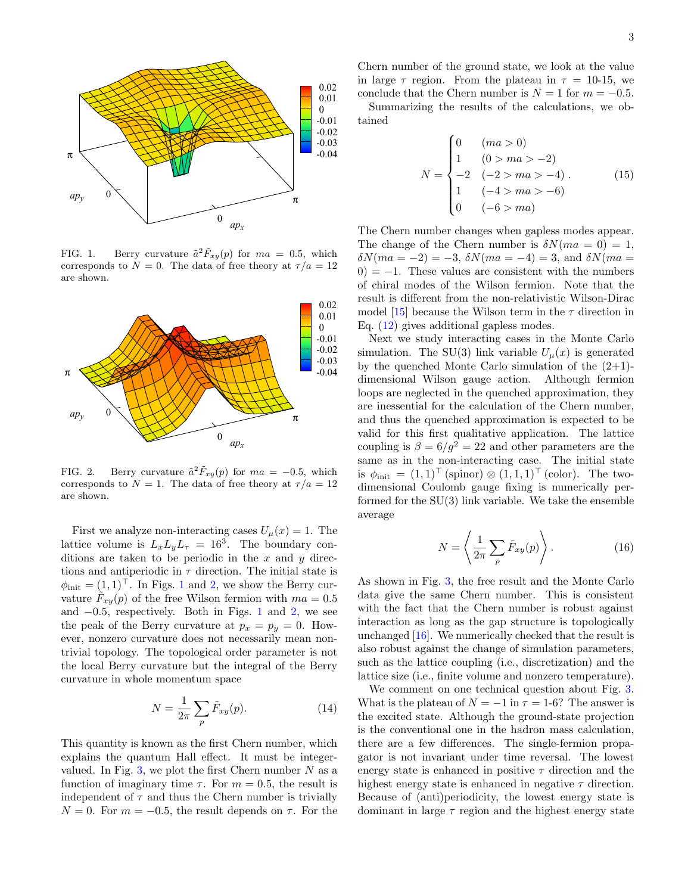FIG. 1. Berry curvature $\tilde{a}^2 \tilde{F}_{xy}(p)$ for $ma = 0.5$, which corresponds to $N = 0$. The data of free theory at $\tau/a = 12$ are shown.

FIG. 2. Berry curvature $\tilde{a}^2 \tilde{F}_{xy}(p)$ for $ma = -0.5$, which corresponds to $N = 1$. The data of free theory at $\tau/a = 12$ are shown.

First we analyze non-interacting cases $U_\mu(x) = 1$. The lattice volume is $L_x L_y L_\tau = 16^3$. The boundary conditions are taken to be periodic in the $x$ and $y$ directions and antiperiodic in $\tau$ direction. The initial state is $\phi_{\rm init} = (1, 1)^\top$. In Figs. 1 and 2, we show the Berry curvature $\tilde{F}_{xy}(p)$ of the free Wilson fermion with $ma = 0.5$ and $-0.5$, respectively. Both in Figs. 1 and 2, we see the peak of the Berry curvature at $p_x = p_y = 0$. However, nonzero curvature does not necessarily mean nontrivial topology. The topological order parameter is not the local Berry curvature but the integral of the Berry curvature in whole momentum space

$$N = \frac{1}{2\pi} \sum_p \tilde{F}_{xy}(p). \tag{14}$$

This quantity is known as the first Chern number, which explains the quantum Hall effect. It must be integer-valued. In Fig. 3, we plot the first Chern number $N$ as a function of imaginary time $\tau$. For $m = 0.5$, the result is independent of $\tau$ and thus the Chern number is trivially $N = 0$. For $m = -0.5$, the result depends on $\tau$. For the Chern number of the ground state, we look at the value in large $\tau$ region. From the plateau in $\tau$ = 10-15, we conclude that the Chern number is $N = 1$ for $m = -0.5$.

Summarizing the results of the calculations, we obtained

$$N = \begin{cases} 0 & (ma > 0) \\ 1 & (0 > ma > -2) \\ -2 & (-2 > ma > -4) \\ 1 & (-4 > ma > -6) \\ 0 & (-6 > ma) \end{cases}. \tag{15}$$

The Chern number changes when gapless modes appear. The change of the Chern number is $\delta N(ma = 0) = 1$, $\delta N(ma = -2) = -3$, $\delta N(ma = -4) = 3$, and $\delta N(ma = 0) = -1$. These values are consistent with the numbers of chiral modes of the Wilson fermion. Note that the result is different from the non-relativistic Wilson-Dirac model [15] because the Wilson term in the $\tau$ direction in Eq. (12) gives additional gapless modes.

Next we study interacting cases in the Monte Carlo simulation. The SU(3) link variable $U_\mu(x)$ is generated by the quenched Monte Carlo simulation of the (2+1)-dimensional Wilson gauge action. Although fermion loops are neglected in the quenched approximation, they are inessential for the calculation of the Chern number, and thus the quenched approximation is expected to be valid for this first qualitative application. The lattice coupling is $\beta = 6/g^2 = 22$ and other parameters are the same as in the non-interacting case. The initial state is $\phi_{\rm init} = (1, 1)^\top$ (spinor) $\otimes$ $(1, 1, 1)^\top$ (color). The two-dimensional Coulomb gauge fixing is numerically performed for the SU(3) link variable. We take the ensemble average

$$N = \left\langle \frac{1}{2\pi} \sum_p \tilde{F}_{xy}(p) \right\rangle. \tag{16}$$

As shown in Fig. 3, the free result and the Monte Carlo data give the same Chern number. This is consistent with the fact that the Chern number is robust against interaction as long as the gap structure is topologically unchanged [16]. We numerically checked that the result is also robust against the change of simulation parameters, such as the lattice coupling (i.e., discretization) and the lattice size (i.e., finite volume and nonzero temperature).

We comment on one technical question about Fig. 3. What is the plateau of $N = -1$ in $\tau$ = 1-6? The answer is the excited state. Although the ground-state projection is the conventional one in the hadron mass calculation, there are a few differences. The single-fermion propagator is not invariant under time reversal. The lowest energy state is enhanced in positive $\tau$ direction and the highest energy state is enhanced in negative $\tau$ direction. Because of (anti)periodicity, the lowest energy state is dominant in large $\tau$ region and the highest energy state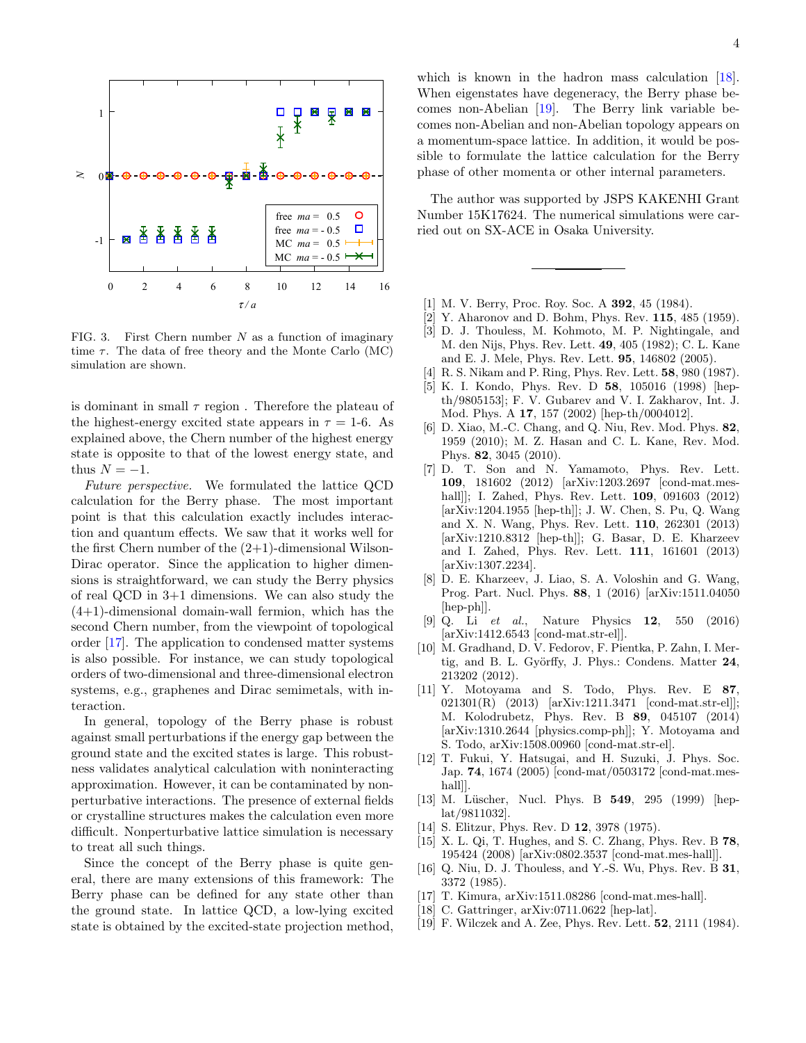N

1

0

-1

0 2 4 6 8 10 12 14 16

$\tau/a$

free $ma = 0.5$

free $ma = -0.5$

MC $ma = 0.5$

MC $ma = -0.5$

FIG. 3. First Chern number $N$ as a function of imaginary time $\tau$. The data of free theory and the Monte Carlo (MC) simulation are shown.

is dominant in small $\tau$ region . Therefore the plateau of the highest-energy excited state appears in $\tau$ = 1-6. As explained above, the Chern number of the highest energy state is opposite to that of the lowest energy state, and thus $N = -1$.

*Future perspective.* We formulated the lattice QCD calculation for the Berry phase. The most important point is that this calculation exactly includes interaction and quantum effects. We saw that it works well for the first Chern number of the (2+1)-dimensional Wilson-Dirac operator. Since the application to higher dimensions is straightforward, we can study the Berry physics of real QCD in 3+1 dimensions. We can also study the (4+1)-dimensional domain-wall fermion, which has the second Chern number, from the viewpoint of topological order [17]. The application to condensed matter systems is also possible. For instance, we can study topological orders of two-dimensional and three-dimensional electron systems, e.g., graphenes and Dirac semimetals, with interaction.

In general, topology of the Berry phase is robust against small perturbations if the energy gap between the ground state and the excited states is large. This robustness validates analytical calculation with noninteracting approximation. However, it can be contaminated by nonperturbative interactions. The presence of external fields or crystalline structures makes the calculation even more difficult. Nonperturbative lattice simulation is necessary to treat all such things.

Since the concept of the Berry phase is quite general, there are many extensions of this framework: The Berry phase can be defined for any state other than the ground state. In lattice QCD, a low-lying excited state is obtained by the excited-state projection method, which is known in the hadron mass calculation [18]. When eigenstates have degeneracy, the Berry phase becomes non-Abelian [19]. The Berry link variable becomes non-Abelian and non-Abelian topology appears on a momentum-space lattice. In addition, it would be possible to formulate the lattice calculation for the Berry phase of other momenta or other internal parameters.

The author was supported by JSPS KAKENHI Grant Number 15K17624. The numerical simulations were carried out on SX-ACE in Osaka University.

---

[1] M. V. Berry, Proc. Roy. Soc. A **392**, 45 (1984).
[2] Y. Aharonov and D. Bohm, Phys. Rev. **115**, 485 (1959).
[3] D. J. Thouless, M. Kohmoto, M. P. Nightingale, and M. den Nijs, Phys. Rev. Lett. **49**, 405 (1982); C. L. Kane and E. J. Mele, Phys. Rev. Lett. **95**, 146802 (2005).
[4] R. S. Nikam and P. Ring, Phys. Rev. Lett. **58**, 980 (1987).
[5] K. I. Kondo, Phys. Rev. D **58**, 105016 (1998) [hep-th/9805153]; F. V. Gubarev and V. I. Zakharov, Int. J. Mod. Phys. A **17**, 157 (2002) [hep-th/0004012].
[6] D. Xiao, M.-C. Chang, and Q. Niu, Rev. Mod. Phys. **82**, 1959 (2010); M. Z. Hasan and C. L. Kane, Rev. Mod. Phys. **82**, 3045 (2010).
[7] D. T. Son and N. Yamamoto, Phys. Rev. Lett. **109**, 181602 (2012) [arXiv:1203.2697 [cond-mat.mes-hall]]; I. Zahed, Phys. Rev. Lett. **109**, 091603 (2012) [arXiv:1204.1955 [hep-th]]; J. W. Chen, S. Pu, Q. Wang and X. N. Wang, Phys. Rev. Lett. **110**, 262301 (2013) [arXiv:1210.8312 [hep-th]]; G. Basar, D. E. Kharzeev and I. Zahed, Phys. Rev. Lett. **111**, 161601 (2013) [arXiv:1307.2234].
[8] D. E. Kharzeev, J. Liao, S. A. Voloshin and G. Wang, Prog. Part. Nucl. Phys. **88**, 1 (2016) [arXiv:1511.04050 [hep-ph]].
[9] Q. Li *et al.*, Nature Physics **12**, 550 (2016) [arXiv:1412.6543 [cond-mat.str-el]].
[10] M. Gradhand, D. V. Fedorov, F. Pientka, P. Zahn, I. Mertig, and B. L. Györffy, J. Phys.: Condens. Matter **24**, 213202 (2012).
[11] Y. Motoyama and S. Todo, Phys. Rev. E **87**, 021301(R) (2013) [arXiv:1211.3471 [cond-mat.str-el]]; M. Kolodrubetz, Phys. Rev. B **89**, 045107 (2014) [arXiv:1310.2644 [physics.comp-ph]]; Y. Motoyama and S. Todo, arXiv:1508.00960 [cond-mat.str-el].
[12] T. Fukui, Y. Hatsugai, and H. Suzuki, J. Phys. Soc. Jap. **74**, 1674 (2005) [cond-mat/0503172 [cond-mat.mes-hall]].
[13] M. Lüscher, Nucl. Phys. B **549**, 295 (1999) [hep-lat/9811032].
[14] S. Elitzur, Phys. Rev. D **12**, 3978 (1975).
[15] X. L. Qi, T. Hughes, and S. C. Zhang, Phys. Rev. B **78**, 195424 (2008) [arXiv:0802.3537 [cond-mat.mes-hall]].
[16] Q. Niu, D. J. Thouless, and Y.-S. Wu, Phys. Rev. B **31**, 3372 (1985).
[17] T. Kimura, arXiv:1511.08286 [cond-mat.mes-hall].
[18] C. Gattringer, arXiv:0711.0622 [hep-lat].
[19] F. Wilczek and A. Zee, Phys. Rev. Lett. **52**, 2111 (1984).